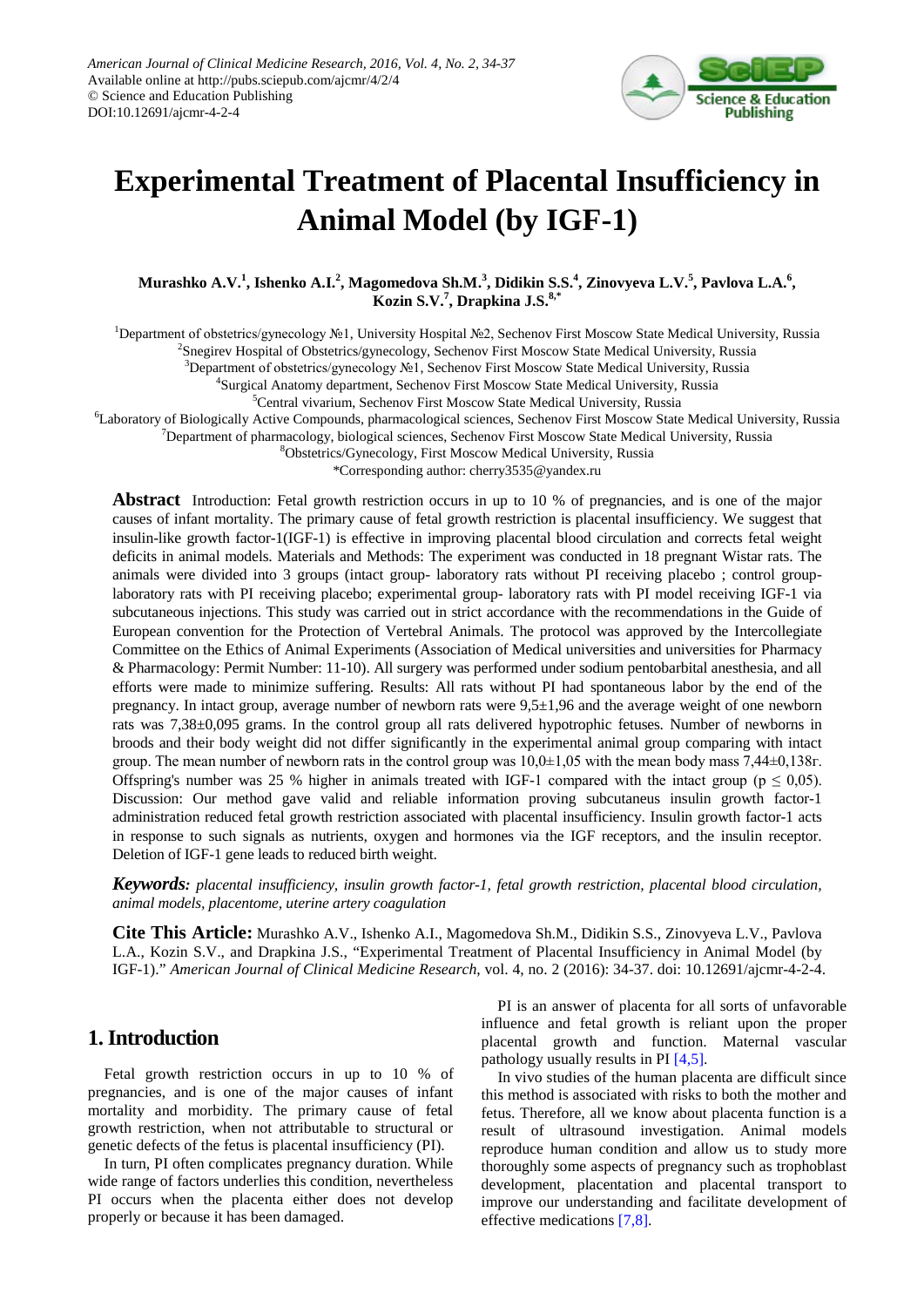# Experimental Treatment of Placental Insufficiency in Animal Model (by IGF-1)

**Murashko A.V.[1], Ishenko A.I.[2], Magomedova Sh.M.[3], Didikin S.S.[4], Zinovyeva L.V.[5], Pavlova L.A.[6], Kozin S.V.[7], Drapkina J.S.[8,*]**

[1]Department of obstetrics/gynecology №1, University Hospital №2, Sechenov First Moscow State Medical University, Russia
[2]Snegirev Hospital of Obstetrics/gynecology, Sechenov First Moscow State Medical University, Russia
[3]Department of obstetrics/gynecology №1, Sechenov First Moscow State Medical University, Russia
[4]Surgical Anatomy department, Sechenov First Moscow State Medical University, Russia
[5]Central vivarium, Sechenov First Moscow State Medical University, Russia
[6]Laboratory of Biologically Active Compounds, pharmacological sciences, Sechenov First Moscow State Medical University, Russia
[7]Department of pharmacology, biological sciences, Sechenov First Moscow State Medical University, Russia
[8]Obstetrics/Gynecology, First Moscow Medical University, Russia
*Corresponding author: cherry3535@yandex.ru

**Abstract** Introduction: Fetal growth restriction occurs in up to 10 % of pregnancies, and is one of the major causes of infant mortality. The primary cause of fetal growth restriction is placental insufficiency. We suggest that insulin-like growth factor-1(IGF-1) is effective in improving placental blood circulation and corrects fetal weight deficits in animal models. Materials and Methods: The experiment was conducted in 18 pregnant Wistar rats. The animals were divided into 3 groups (intact group- laboratory rats without PI receiving placebo ; control group- laboratory rats with PI receiving placebo; experimental group- laboratory rats with PI model receiving IGF-1 via subcutaneous injections. This study was carried out in strict accordance with the recommendations in the Guide of European convention for the Protection of Vertebral Animals. The protocol was approved by the Intercollegiate Committee on the Ethics of Animal Experiments (Association of Medical universities and universities for Pharmacy & Pharmacology: Permit Number: 11-10). All surgery was performed under sodium pentobarbital anesthesia, and all efforts were made to minimize suffering. Results: All rats without PI had spontaneous labor by the end of the pregnancy. In intact group, average number of newborn rats were 9,5±1,96 and the average weight of one newborn rats was 7,38±0,095 grams. In the control group all rats delivered hypotrophic fetuses. Number of newborns in broods and their body weight did not differ significantly in the experimental animal group comparing with intact group. The mean number of newborn rats in the control group was 10,0±1,05 with the mean body mass 7,44±0,138г. Offspring's number was 25 % higher in animals treated with IGF-1 compared with the intact group ($p \leq 0{,}05$). Discussion: Our method gave valid and reliable information proving subcutaneus insulin growth factor-1 administration reduced fetal growth restriction associated with placental insufficiency. Insulin growth factor-1 acts in response to such signals as nutrients, oxygen and hormones via the IGF receptors, and the insulin receptor. Deletion of IGF-1 gene leads to reduced birth weight.

***Keywords:*** *placental insufficiency, insulin growth factor-1, fetal growth restriction, placental blood circulation, animal models, placentome, uterine artery coagulation*

**Cite This Article:** Murashko A.V., Ishenko A.I., Magomedova Sh.M., Didikin S.S., Zinovyeva L.V., Pavlova L.A., Kozin S.V., and Drapkina J.S., "Experimental Treatment of Placental Insufficiency in Animal Model (by IGF-1)." *American Journal of Clinical Medicine Research*, vol. 4, no. 2 (2016): 34-37. doi: 10.12691/ajcmr-4-2-4.

## 1. Introduction

Fetal growth restriction occurs in up to 10 % of pregnancies, and is one of the major causes of infant mortality and morbidity. The primary cause of fetal growth restriction, when not attributable to structural or genetic defects of the fetus is placental insufficiency (PI).

In turn, PI often complicates pregnancy duration. While wide range of factors underlies this condition, nevertheless PI occurs when the placenta either does not develop properly or because it has been damaged.

PI is an answer of placenta for all sorts of unfavorable influence and fetal growth is reliant upon the proper placental growth and function. Maternal vascular pathology usually results in PI [4,5].

In vivo studies of the human placenta are difficult since this method is associated with risks to both the mother and fetus. Therefore, all we know about placenta function is a result of ultrasound investigation. Animal models reproduce human condition and allow us to study more thoroughly some aspects of pregnancy such as trophoblast development, placentation and placental transport to improve our understanding and facilitate development of effective medications [7,8].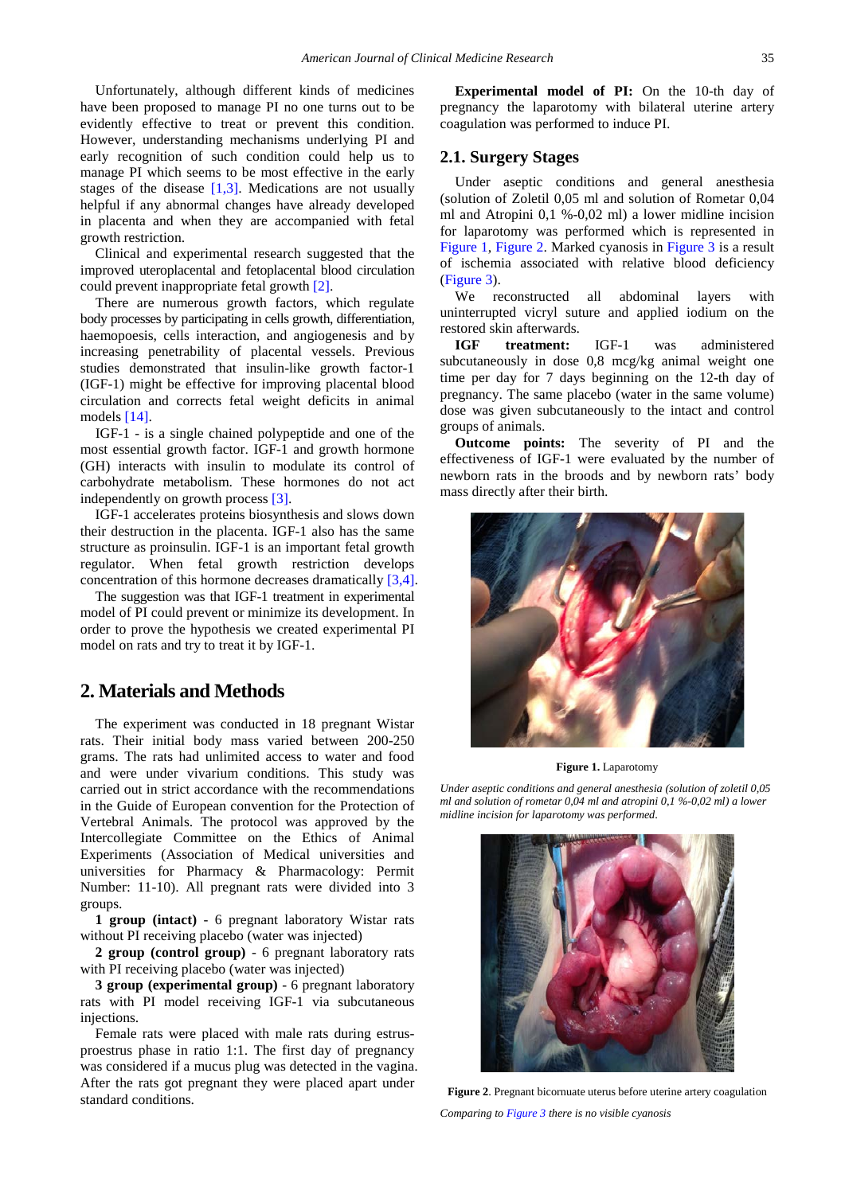Unfortunately, although different kinds of medicines have been proposed to manage PI no one turns out to be evidently effective to treat or prevent this condition. However, understanding mechanisms underlying PI and early recognition of such condition could help us to manage PI which seems to be most effective in the early stages of the disease [1,3]. Medications are not usually helpful if any abnormal changes have already developed in placenta and when they are accompanied with fetal growth restriction.

Clinical and experimental research suggested that the improved uteroplacental and fetoplacental blood circulation could prevent inappropriate fetal growth [2].

There are numerous growth factors, which regulate body processes by participating in cells growth, differentiation, haemopoesis, cells interaction, and angiogenesis and by increasing penetrability of placental vessels. Previous studies demonstrated that insulin-like growth factor-1 (IGF-1) might be effective for improving placental blood circulation and corrects fetal weight deficits in animal models [14].

IGF-1 - is a single chained polypeptide and one of the most essential growth factor. IGF-1 and growth hormone (GH) interacts with insulin to modulate its control of carbohydrate metabolism. These hormones do not act independently on growth process [3].

IGF-1 accelerates proteins biosynthesis and slows down their destruction in the placenta. IGF-1 also has the same structure as proinsulin. IGF-1 is an important fetal growth regulator. When fetal growth restriction develops concentration of this hormone decreases dramatically [3,4].

The suggestion was that IGF-1 treatment in experimental model of PI could prevent or minimize its development. In order to prove the hypothesis we created experimental PI model on rats and try to treat it by IGF-1.

# 2. Materials and Methods

The experiment was conducted in 18 pregnant Wistar rats. Their initial body mass varied between 200-250 grams. The rats had unlimited access to water and food and were under vivarium conditions. This study was carried out in strict accordance with the recommendations in the Guide of European convention for the Protection of Vertebral Animals. The protocol was approved by the Intercollegiate Committee on the Ethics of Animal Experiments (Association of Medical universities and universities for Pharmacy & Pharmacology: Permit Number: 11-10). All pregnant rats were divided into 3 groups.

**1 group (intact)** - 6 pregnant laboratory Wistar rats without PI receiving placebo (water was injected)

**2 group (control group)** - 6 pregnant laboratory rats with PI receiving placebo (water was injected)

**3 group (experimental group)** - 6 pregnant laboratory rats with PI model receiving IGF-1 via subcutaneous injections.

Female rats were placed with male rats during estrus-proestrus phase in ratio 1:1. The first day of pregnancy was considered if a mucus plug was detected in the vagina. After the rats got pregnant they were placed apart under standard conditions.

**Experimental model of PI:** On the 10-th day of pregnancy the laparotomy with bilateral uterine artery coagulation was performed to induce PI.

## 2.1. Surgery Stages

Under aseptic conditions and general anesthesia (solution of Zoletil 0,05 ml and solution of Rometar 0,04 ml and Atropini 0,1 %-0,02 ml) a lower midline incision for laparotomy was performed which is represented in Figure 1, Figure 2. Marked cyanosis in Figure 3 is a result of ischemia associated with relative blood deficiency (Figure 3).

We reconstructed all abdominal layers with uninterrupted vicryl suture and applied iodium on the restored skin afterwards.

**IGF treatment:** IGF-1 was administered subcutaneously in dose 0,8 mcg/kg animal weight one time per day for 7 days beginning on the 12-th day of pregnancy. The same placebo (water in the same volume) dose was given subcutaneously to the intact and control groups of animals.

**Outcome points:** The severity of PI and the effectiveness of IGF-1 were evaluated by the number of newborn rats in the broods and by newborn rats' body mass directly after their birth.

**Figure 1.** Laparotomy

*Under aseptic conditions and general anesthesia (solution of zoletil 0,05 ml and solution of rometar 0,04 ml and atropini 0,1 %-0,02 ml) a lower midline incision for laparotomy was performed.*

**Figure 2**. Pregnant bicornuate uterus before uterine artery coagulation

*Comparing to Figure 3 there is no visible cyanosis*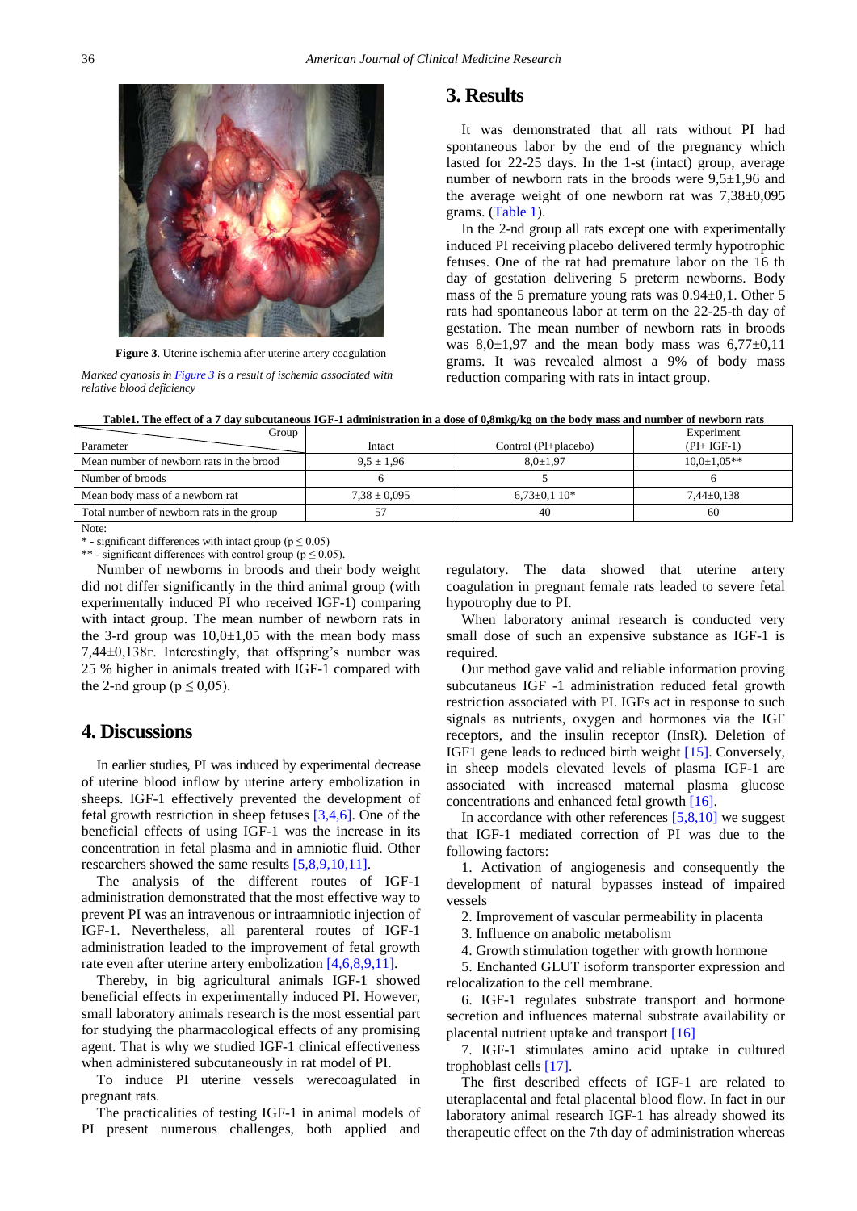Figure 3. Uterine ischemia after uterine artery coagulation

*Marked cyanosis in Figure 3 is a result of ischemia associated with relative blood deficiency*

## 3. Results

It was demonstrated that all rats without PI had spontaneous labor by the end of the pregnancy which lasted for 22-25 days. In the 1-st (intact) group, average number of newborn rats in the broods were 9,5±1,96 and the average weight of one newborn rat was 7,38±0,095 grams. (Table 1).

In the 2-nd group all rats except one with experimentally induced PI receiving placebo delivered termly hypotrophic fetuses. One of the rat had premature labor on the 16 th day of gestation delivering 5 preterm newborns. Body mass of the 5 premature young rats was 0.94±0,1. Other 5 rats had spontaneous labor at term on the 22-25-th day of gestation. The mean number of newborn rats in broods was 8,0±1,97 and the mean body mass was 6,77±0,11 grams. It was revealed almost a 9% of body mass reduction comparing with rats in intact group.

**Table1. The effect of a 7 day subcutaneous IGF-1 administration in a dose of 0,8mkg/kg on the body mass and number of newborn rats**

| Parameter / Group | Intact | Control (PI+placebo) | Experiment (PI+ IGF-1) |
|---|---|---|---|
| Mean number of newborn rats in the brood | 9,5 ± 1,96 | 8,0±1,97 | 10,0±1,05** |
| Number of broods | 6 | 5 | 6 |
| Mean body mass of a newborn rat | 7,38 ± 0,095 | 6,73±0,1 10* | 7,44±0,138 |
| Total number of newborn rats in the group | 57 | 40 | 60 |

Note:
\* - significant differences with intact group ($p \leq 0,05$)
\*\* - significant differences with control group ($p \leq 0,05$).

Number of newborns in broods and their body weight did not differ significantly in the third animal group (with experimentally induced PI who received IGF-1) comparing with intact group. The mean number of newborn rats in the 3-rd group was 10,0±1,05 with the mean body mass 7,44±0,138г. Interestingly, that offspring's number was 25 % higher in animals treated with IGF-1 compared with the 2-nd group ($p \leq 0,05$).

## 4. Discussions

In earlier studies, PI was induced by experimental decrease of uterine blood inflow by uterine artery embolization in sheeps. IGF-1 effectively prevented the development of fetal growth restriction in sheep fetuses [3,4,6]. One of the beneficial effects of using IGF-1 was the increase in its concentration in fetal plasma and in amniotic fluid. Other researchers showed the same results [5,8,9,10,11].

The analysis of the different routes of IGF-1 administration demonstrated that the most effective way to prevent PI was an intravenous or intraamniotic injection of IGF-1. Nevertheless, all parenteral routes of IGF-1 administration leaded to the improvement of fetal growth rate even after uterine artery embolization [4,6,8,9,11].

Thereby, in big agricultural animals IGF-1 showed beneficial effects in experimentally induced PI. However, small laboratory animals research is the most essential part for studying the pharmacological effects of any promising agent. That is why we studied IGF-1 clinical effectiveness when administered subcutaneously in rat model of PI.

To induce PI uterine vessels werecoagulated in pregnant rats.

The practicalities of testing IGF-1 in animal models of PI present numerous challenges, both applied and regulatory. The data showed that uterine artery coagulation in pregnant female rats leaded to severe fetal hypotrophy due to PI.

When laboratory animal research is conducted very small dose of such an expensive substance as IGF-1 is required.

Our method gave valid and reliable information proving subcutaneous IGF -1 administration reduced fetal growth restriction associated with PI. IGFs act in response to such signals as nutrients, oxygen and hormones via the IGF receptors, and the insulin receptor (InsR). Deletion of IGF1 gene leads to reduced birth weight [15]. Conversely, in sheep models elevated levels of plasma IGF-1 are associated with increased maternal plasma glucose concentrations and enhanced fetal growth [16].

In accordance with other references [5,8,10] we suggest that IGF-1 mediated correction of PI was due to the following factors:

1. Activation of angiogenesis and consequently the development of natural bypasses instead of impaired vessels
2. Improvement of vascular permeability in placenta
3. Influence on anabolic metabolism
4. Growth stimulation together with growth hormone
5. Enchanted GLUT isoform transporter expression and relocalization to the cell membrane.
6. IGF-1 regulates substrate transport and hormone secretion and influences maternal substrate availability or placental nutrient uptake and transport [16]
7. IGF-1 stimulates amino acid uptake in cultured trophoblast cells [17].

The first described effects of IGF-1 are related to uteraplacental and fetal placental blood flow. In fact in our laboratory animal research IGF-1 has already showed its therapeutic effect on the 7th day of administration whereas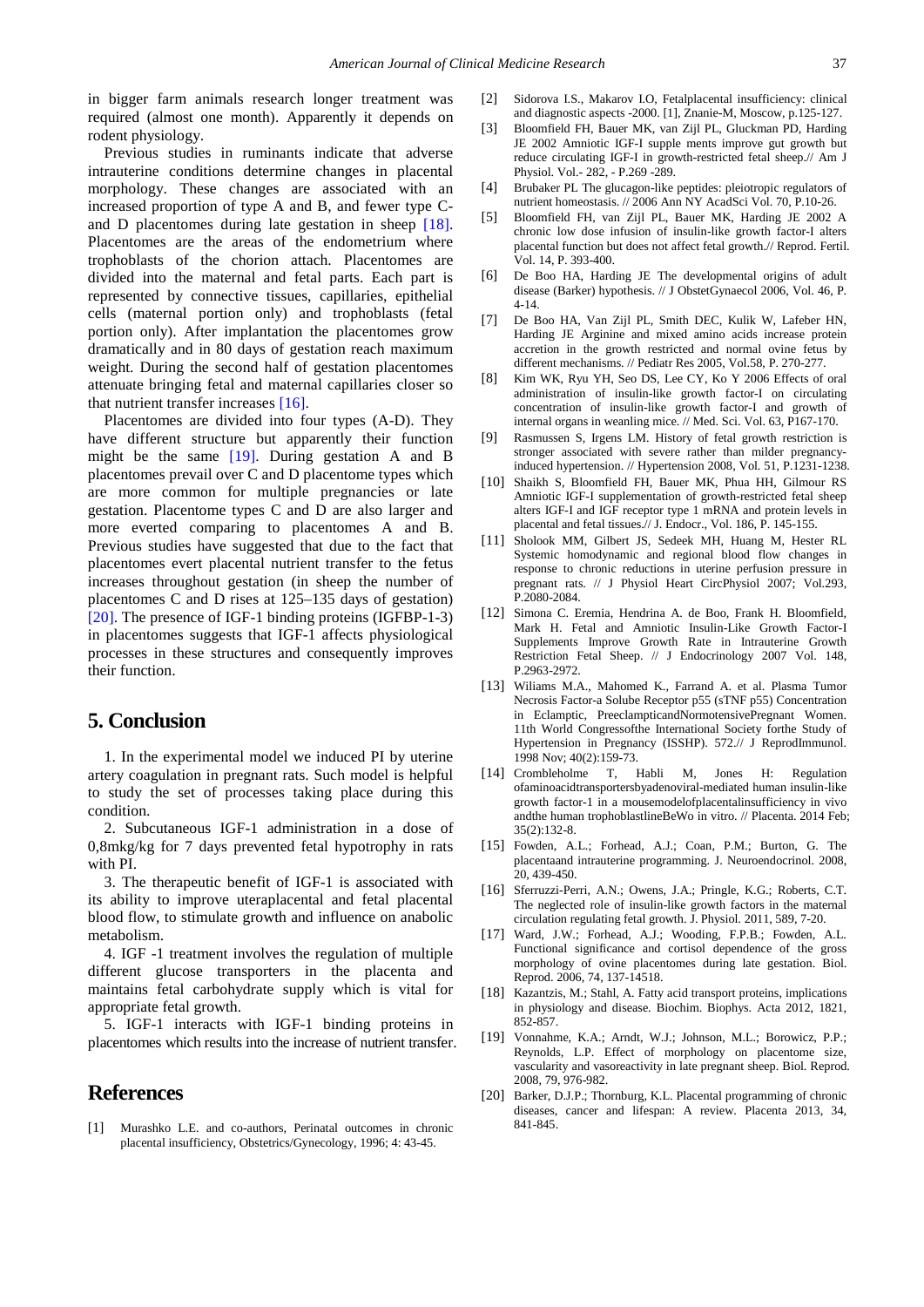in bigger farm animals research longer treatment was required (almost one month). Apparently it depends on rodent physiology.

Previous studies in ruminants indicate that adverse intrauterine conditions determine changes in placental morphology. These changes are associated with an increased proportion of type A and B, and fewer type C- and D placentomes during late gestation in sheep [18]. Placentomes are the areas of the endometrium where trophoblasts of the chorion attach. Placentomes are divided into the maternal and fetal parts. Each part is represented by connective tissues, capillaries, epithelial cells (maternal portion only) and trophoblasts (fetal portion only). After implantation the placentomes grow dramatically and in 80 days of gestation reach maximum weight. During the second half of gestation placentomes attenuate bringing fetal and maternal capillaries closer so that nutrient transfer increases [16].

Placentomes are divided into four types (A-D). They have different structure but apparently their function might be the same [19]. During gestation A and B placentomes prevail over C and D placentome types which are more common for multiple pregnancies or late gestation. Placentome types C and D are also larger and more everted comparing to placentomes A and B. Previous studies have suggested that due to the fact that placentomes evert placental nutrient transfer to the fetus increases throughout gestation (in sheep the number of placentomes C and D rises at 125–135 days of gestation) [20]. The presence of IGF-1 binding proteins (IGFBP-1-3) in placentomes suggests that IGF-1 affects physiological processes in these structures and consequently improves their function.

## 5. Conclusion

1. In the experimental model we induced PI by uterine artery coagulation in pregnant rats. Such model is helpful to study the set of processes taking place during this condition.

2. Subcutaneous IGF-1 administration in a dose of 0,8mkg/kg for 7 days prevented fetal hypotrophy in rats with PI.

3. The therapeutic benefit of IGF-1 is associated with its ability to improve uteraplacental and fetal placental blood flow, to stimulate growth and influence on anabolic metabolism.

4. IGF -1 treatment involves the regulation of multiple different glucose transporters in the placenta and maintains fetal carbohydrate supply which is vital for appropriate fetal growth.

5. IGF-1 interacts with IGF-1 binding proteins in placentomes which results into the increase of nutrient transfer.

## References

[1] Murashko L.E. and co-authors, Perinatal outcomes in chronic placental insufficiency, Obstetrics/Gynecology, 1996; 4: 43-45.

[2] Sidorova I.S., Makarov I.O, Fetalplacental insufficiency: clinical and diagnostic aspects -2000. [1], Znanie-M, Moscow, p.125-127.

[3] Bloomfield FH, Bauer MK, van Zijl PL, Gluckman PD, Harding JE 2002 Amniotic IGF-I supple ments improve gut growth but reduce circulating IGF-I in growth-restricted fetal sheep.// Am J Physiol. Vol.- 282, - P.269 -289.

[4] Brubaker PL The glucagon-like peptides: pleiotropic regulators of nutrient homeostasis. // 2006 Ann NY AcadSci Vol. 70, P.10-26.

[5] Bloomfield FH, van Zijl PL, Bauer MK, Harding JE 2002 A chronic low dose infusion of insulin-like growth factor-I alters placental function but does not affect fetal growth.// Reprod. Fertil. Vol. 14, P. 393-400.

[6] De Boo HA, Harding JE The developmental origins of adult disease (Barker) hypothesis. // J ObstetGynaecol 2006, Vol. 46, P. 4-14.

[7] De Boo HA, Van Zijl PL, Smith DEC, Kulik W, Lafeber HN, Harding JE Arginine and mixed amino acids increase protein accretion in the growth restricted and normal ovine fetus by different mechanisms. // Pediatr Res 2005, Vol.58, P. 270-277.

[8] Kim WK, Ryu YH, Seo DS, Lee CY, Ko Y 2006 Effects of oral administration of insulin-like growth factor-I on circulating concentration of insulin-like growth factor-I and growth of internal organs in weanling mice. // Med. Sci. Vol. 63, P167-170.

[9] Rasmussen S, Irgens LM. History of fetal growth restriction is stronger associated with severe rather than milder pregnancy-induced hypertension. // Hypertension 2008, Vol. 51, P.1231-1238.

[10] Shaikh S, Bloomfield FH, Bauer MK, Phua HH, Gilmour RS Amniotic IGF-I supplementation of growth-restricted fetal sheep alters IGF-I and IGF receptor type 1 mRNA and protein levels in placental and fetal tissues.// J. Endocr., Vol. 186, P. 145-155.

[11] Sholook MM, Gilbert JS, Sedeek MH, Huang M, Hester RL Systemic homodynamic and regional blood flow changes in response to chronic reductions in uterine perfusion pressure in pregnant rats. // J Physiol Heart CircPhysiol 2007; Vol.293, P.2080-2084.

[12] Simona C. Eremia, Hendrina A. de Boo, Frank H. Bloomfield, Mark H. Fetal and Amniotic Insulin-Like Growth Factor-I Supplements Improve Growth Rate in Intrauterine Growth Restriction Fetal Sheep. // J Endocrinology 2007 Vol. 148, P.2963-2972.

[13] Wiliams M.A., Mahomed K., Farrand A. et al. Plasma Tumor Necrosis Factor-a Solube Receptor p55 (sTNF p55) Concentration in Eclamptic, PreeclampticandNormotensivePregnant Women. 11th World Congressofthe International Society forthe Study of Hypertension in Pregnancy (ISSHP). 572.// J ReprodImmunol. 1998 Nov; 40(2):159-73.

[14] Crombleholme T, Habli M, Jones H: Regulation ofaminoacidtransportersbyadenoviral-mediated human insulin-like growth factor-1 in a mousemodelofplacentalinsufficiency in vivo andthe human trophoblastlineBeWo in vitro. // Placenta. 2014 Feb; 35(2):132-8.

[15] Fowden, A.L.; Forhead, A.J.; Coan, P.M.; Burton, G. The placentaand intrauterine programming. J. Neuroendocrinol. 2008, 20, 439-450.

[16] Sferruzzi-Perri, A.N.; Owens, J.A.; Pringle, K.G.; Roberts, C.T. The neglected role of insulin-like growth factors in the maternal circulation regulating fetal growth. J. Physiol. 2011, 589, 7-20.

[17] Ward, J.W.; Forhead, A.J.; Wooding, F.P.B.; Fowden, A.L. Functional significance and cortisol dependence of the gross morphology of ovine placentomes during late gestation. Biol. Reprod. 2006, 74, 137-14518.

[18] Kazantzis, M.; Stahl, A. Fatty acid transport proteins, implications in physiology and disease. Biochim. Biophys. Acta 2012, 1821, 852-857.

[19] Vonnahme, K.A.; Arndt, W.J.; Johnson, M.L.; Borowicz, P.P.; Reynolds, L.P. Effect of morphology on placentome size, vascularity and vasoreactivity in late pregnant sheep. Biol. Reprod. 2008, 79, 976-982.

[20] Barker, D.J.P.; Thornburg, K.L. Placental programming of chronic diseases, cancer and lifespan: A review. Placenta 2013, 34, 841-845.